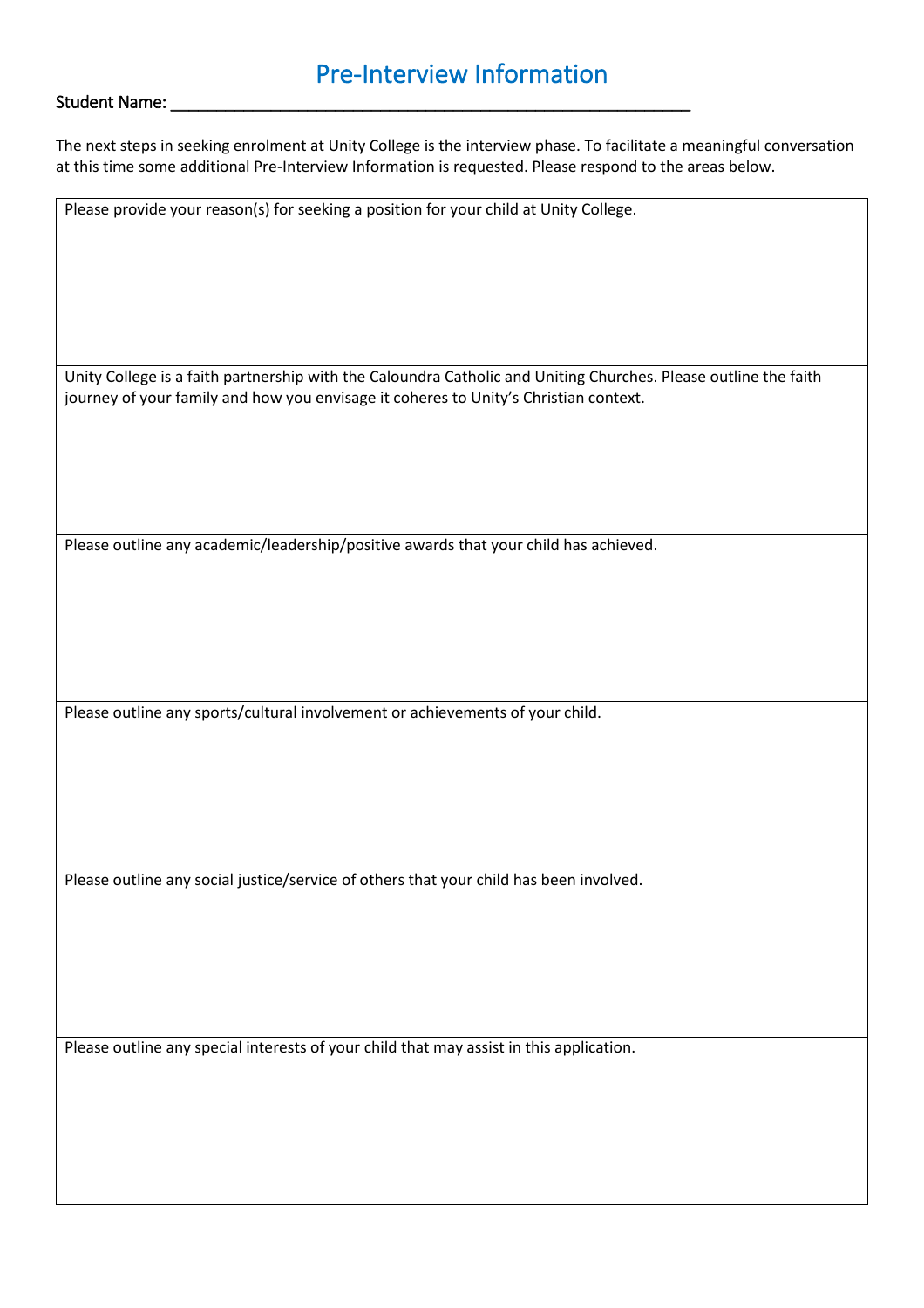# Pre-Interview Information

Student Name: \_\_\_\_\_\_\_\_\_\_\_\_\_\_\_\_\_\_\_\_\_\_\_\_\_\_\_\_\_\_\_\_\_\_\_\_\_\_\_\_\_\_\_\_\_\_\_\_\_\_\_\_\_\_\_\_\_\_\_\_

The next steps in seeking enrolment at Unity College is the interview phase. To facilitate a meaningful conversation at this time some additional Pre-Interview Information is requested. Please respond to the areas below.

| Please provide your reason(s) for seeking a position for your child at Unity College. |
|---|
| Unity College is a faith partnership with the Caloundra Catholic and Uniting Churches. Please outline the faith journey of your family and how you envisage it coheres to Unity's Christian context. |
| Please outline any academic/leadership/positive awards that your child has achieved. |
| Please outline any sports/cultural involvement or achievements of your child. |
| Please outline any social justice/service of others that your child has been involved. |
| Please outline any special interests of your child that may assist in this application. |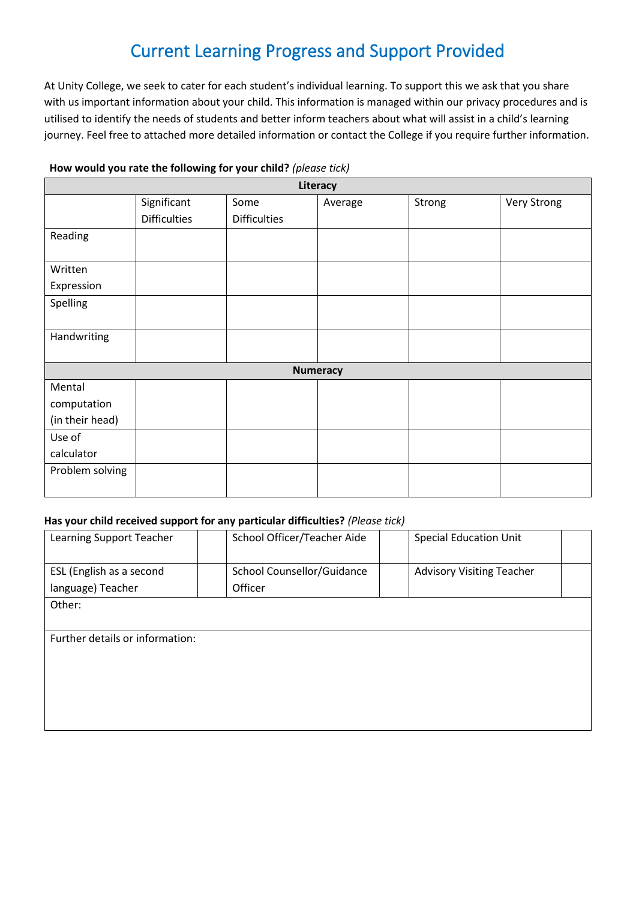# Current Learning Progress and Support Provided

At Unity College, we seek to cater for each student's individual learning. To support this we ask that you share with us important information about your child. This information is managed within our privacy procedures and is utilised to identify the needs of students and better inform teachers about what will assist in a child's learning journey. Feel free to attached more detailed information or contact the College if you require further information.

**How would you rate the following for your child?** *(please tick)*

| Literacy | | | | | |
|---|---|---|---|---|---|
| | Significant Difficulties | Some Difficulties | Average | Strong | Very Strong |
| Reading | | | | | |
| Written Expression | | | | | |
| Spelling | | | | | |
| Handwriting | | | | | |
| **Numeracy** | | | | | |
| Mental computation (in their head) | | | | | |
| Use of calculator | | | | | |
| Problem solving | | | | | |

**Has your child received support for any particular difficulties?** *(Please tick)*

| | | | | | |
|---|---|---|---|---|---|
| Learning Support Teacher | | School Officer/Teacher Aide | | Special Education Unit | |
| ESL (English as a second language) Teacher | | School Counsellor/Guidance Officer | | Advisory Visiting Teacher | |
| Other: | | | | | |
| Further details or information: | | | | | |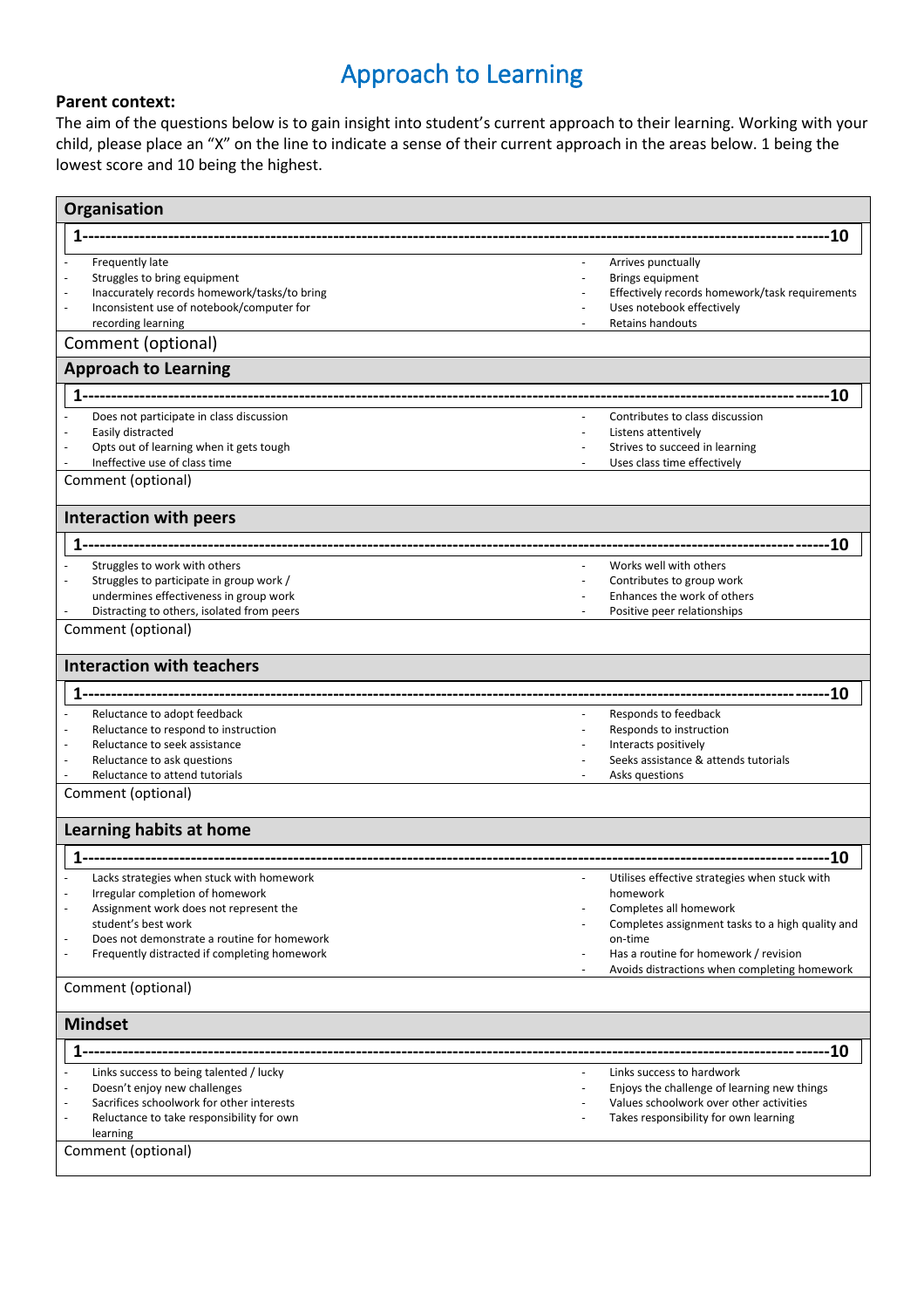# Approach to Learning

**Parent context:**

The aim of the questions below is to gain insight into student's current approach to their learning. Working with your child, please place an "X" on the line to indicate a sense of their current approach in the areas below. 1 being the lowest score and 10 being the highest.

## Organisation

**1------------------------------------------------------------------------------------------------------------------------10**

| | |
|---|---|
| - Frequently late<br>- Struggles to bring equipment<br>- Inaccurately records homework/tasks/to bring<br>- Inconsistent use of notebook/computer for recording learning | - Arrives punctually<br>- Brings equipment<br>- Effectively records homework/task requirements<br>- Uses notebook effectively<br>- Retains handouts |

Comment (optional)

## Approach to Learning

**1------------------------------------------------------------------------------------------------------------------------10**

| | |
|---|---|
| - Does not participate in class discussion<br>- Easily distracted<br>- Opts out of learning when it gets tough<br>- Ineffective use of class time | - Contributes to class discussion<br>- Listens attentively<br>- Strives to succeed in learning<br>- Uses class time effectively |

Comment (optional)

## Interaction with peers

**1------------------------------------------------------------------------------------------------------------------------10**

| | |
|---|---|
| - Struggles to work with others<br>- Struggles to participate in group work / undermines effectiveness in group work<br>- Distracting to others, isolated from peers | - Works well with others<br>- Contributes to group work<br>- Enhances the work of others<br>- Positive peer relationships |

Comment (optional)

## Interaction with teachers

**1------------------------------------------------------------------------------------------------------------------------10**

| | |
|---|---|
| - Reluctance to adopt feedback<br>- Reluctance to respond to instruction<br>- Reluctance to seek assistance<br>- Reluctance to ask questions<br>- Reluctance to attend tutorials | - Responds to feedback<br>- Responds to instruction<br>- Interacts positively<br>- Seeks assistance & attends tutorials<br>- Asks questions |

Comment (optional)

## Learning habits at home

**1------------------------------------------------------------------------------------------------------------------------10**

| | |
|---|---|
| - Lacks strategies when stuck with homework<br>- Irregular completion of homework<br>- Assignment work does not represent the student's best work<br>- Does not demonstrate a routine for homework<br>- Frequently distracted if completing homework | - Utilises effective strategies when stuck with homework<br>- Completes all homework<br>- Completes assignment tasks to a high quality and on-time<br>- Has a routine for homework / revision<br>- Avoids distractions when completing homework |

Comment (optional)

## Mindset

**1------------------------------------------------------------------------------------------------------------------------10**

| | |
|---|---|
| - Links success to being talented / lucky<br>- Doesn't enjoy new challenges<br>- Sacrifices schoolwork for other interests<br>- Reluctance to take responsibility for own learning | - Links success to hardwork<br>- Enjoys the challenge of learning new things<br>- Values schoolwork over other activities<br>- Takes responsibility for own learning |

Comment (optional)